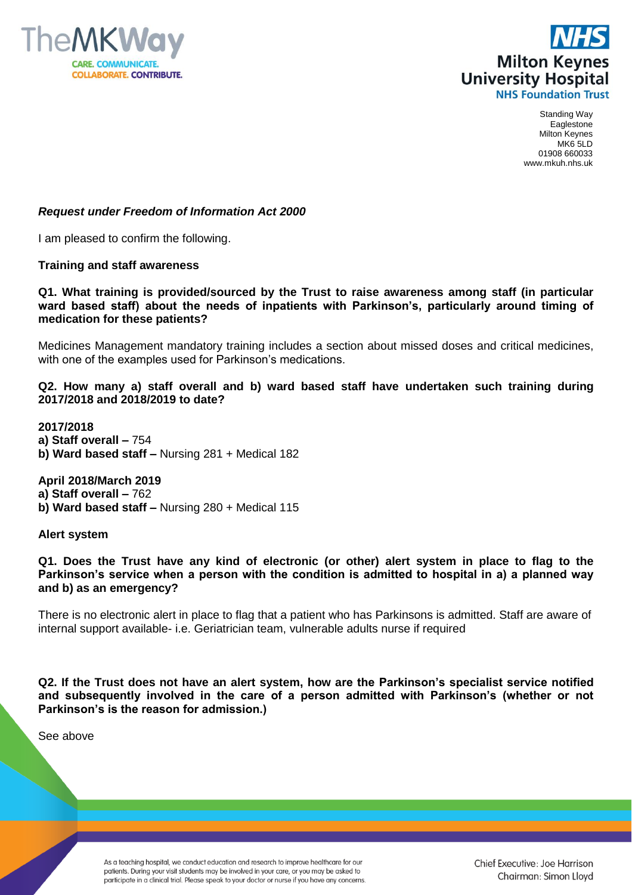Standing Way
Eaglestone
Milton Keynes
MK6 5LD
01908 660033
www.mkuh.nhs.uk

***Request under Freedom of Information Act 2000***

I am pleased to confirm the following.

**Training and staff awareness**

**Q1. What training is provided/sourced by the Trust to raise awareness among staff (in particular ward based staff) about the needs of inpatients with Parkinson's, particularly around timing of medication for these patients?**

Medicines Management mandatory training includes a section about missed doses and critical medicines, with one of the examples used for Parkinson's medications.

**Q2. How many a) staff overall and b) ward based staff have undertaken such training during 2017/2018 and 2018/2019 to date?**

**2017/2018**
**a) Staff overall –** 754
**b) Ward based staff –** Nursing 281 + Medical 182

**April 2018/March 2019**
**a) Staff overall –** 762
**b) Ward based staff –** Nursing 280 + Medical 115

**Alert system**

**Q1. Does the Trust have any kind of electronic (or other) alert system in place to flag to the Parkinson's service when a person with the condition is admitted to hospital in a) a planned way and b) as an emergency?**

There is no electronic alert in place to flag that a patient who has Parkinsons is admitted. Staff are aware of internal support available- i.e. Geriatrician team, vulnerable adults nurse if required

**Q2. If the Trust does not have an alert system, how are the Parkinson's specialist service notified and subsequently involved in the care of a person admitted with Parkinson's (whether or not Parkinson's is the reason for admission.)**

See above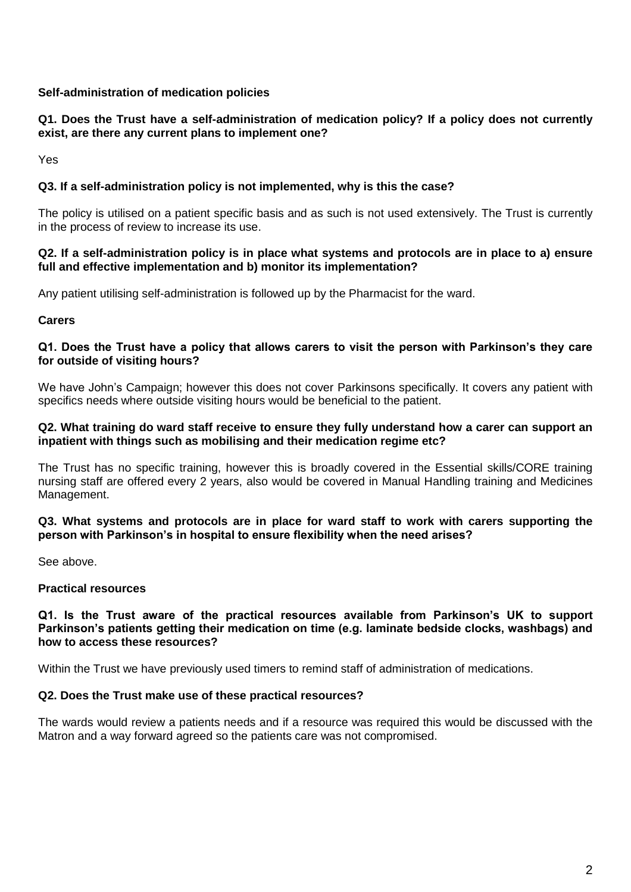**Self-administration of medication policies**

**Q1. Does the Trust have a self-administration of medication policy? If a policy does not currently exist, are there any current plans to implement one?**

Yes

**Q3. If a self-administration policy is not implemented, why is this the case?**

The policy is utilised on a patient specific basis and as such is not used extensively. The Trust is currently in the process of review to increase its use.

**Q2. If a self-administration policy is in place what systems and protocols are in place to a) ensure full and effective implementation and b) monitor its implementation?**

Any patient utilising self-administration is followed up by the Pharmacist for the ward.

**Carers**

**Q1. Does the Trust have a policy that allows carers to visit the person with Parkinson's they care for outside of visiting hours?**

We have John's Campaign; however this does not cover Parkinsons specifically. It covers any patient with specifics needs where outside visiting hours would be beneficial to the patient.

**Q2. What training do ward staff receive to ensure they fully understand how a carer can support an inpatient with things such as mobilising and their medication regime etc?**

The Trust has no specific training, however this is broadly covered in the Essential skills/CORE training nursing staff are offered every 2 years, also would be covered in Manual Handling training and Medicines Management.

**Q3. What systems and protocols are in place for ward staff to work with carers supporting the person with Parkinson's in hospital to ensure flexibility when the need arises?**

See above.

**Practical resources**

**Q1. Is the Trust aware of the practical resources available from Parkinson's UK to support Parkinson's patients getting their medication on time (e.g. laminate bedside clocks, washbags) and how to access these resources?**

Within the Trust we have previously used timers to remind staff of administration of medications.

**Q2. Does the Trust make use of these practical resources?**

The wards would review a patients needs and if a resource was required this would be discussed with the Matron and a way forward agreed so the patients care was not compromised.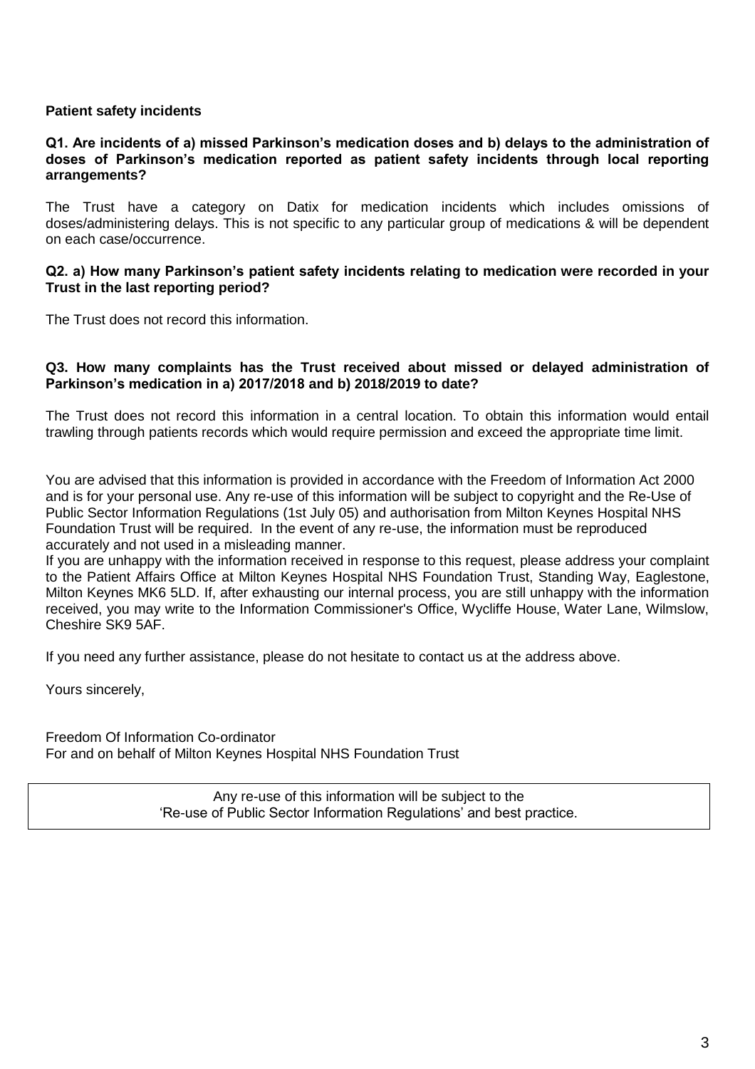**Patient safety incidents**

**Q1. Are incidents of a) missed Parkinson's medication doses and b) delays to the administration of doses of Parkinson's medication reported as patient safety incidents through local reporting arrangements?**

The Trust have a category on Datix for medication incidents which includes omissions of doses/administering delays. This is not specific to any particular group of medications & will be dependent on each case/occurrence.

**Q2. a) How many Parkinson's patient safety incidents relating to medication were recorded in your Trust in the last reporting period?**

The Trust does not record this information.

**Q3. How many complaints has the Trust received about missed or delayed administration of Parkinson's medication in a) 2017/2018 and b) 2018/2019 to date?**

The Trust does not record this information in a central location. To obtain this information would entail trawling through patients records which would require permission and exceed the appropriate time limit.

You are advised that this information is provided in accordance with the Freedom of Information Act 2000 and is for your personal use. Any re-use of this information will be subject to copyright and the Re-Use of Public Sector Information Regulations (1st July 05) and authorisation from Milton Keynes Hospital NHS Foundation Trust will be required. In the event of any re-use, the information must be reproduced accurately and not used in a misleading manner.
If you are unhappy with the information received in response to this request, please address your complaint to the Patient Affairs Office at Milton Keynes Hospital NHS Foundation Trust, Standing Way, Eaglestone, Milton Keynes MK6 5LD. If, after exhausting our internal process, you are still unhappy with the information received, you may write to the Information Commissioner's Office, Wycliffe House, Water Lane, Wilmslow, Cheshire SK9 5AF.

If you need any further assistance, please do not hesitate to contact us at the address above.

Yours sincerely,

Freedom Of Information Co-ordinator
For and on behalf of Milton Keynes Hospital NHS Foundation Trust

Any re-use of this information will be subject to the
'Re-use of Public Sector Information Regulations' and best practice.